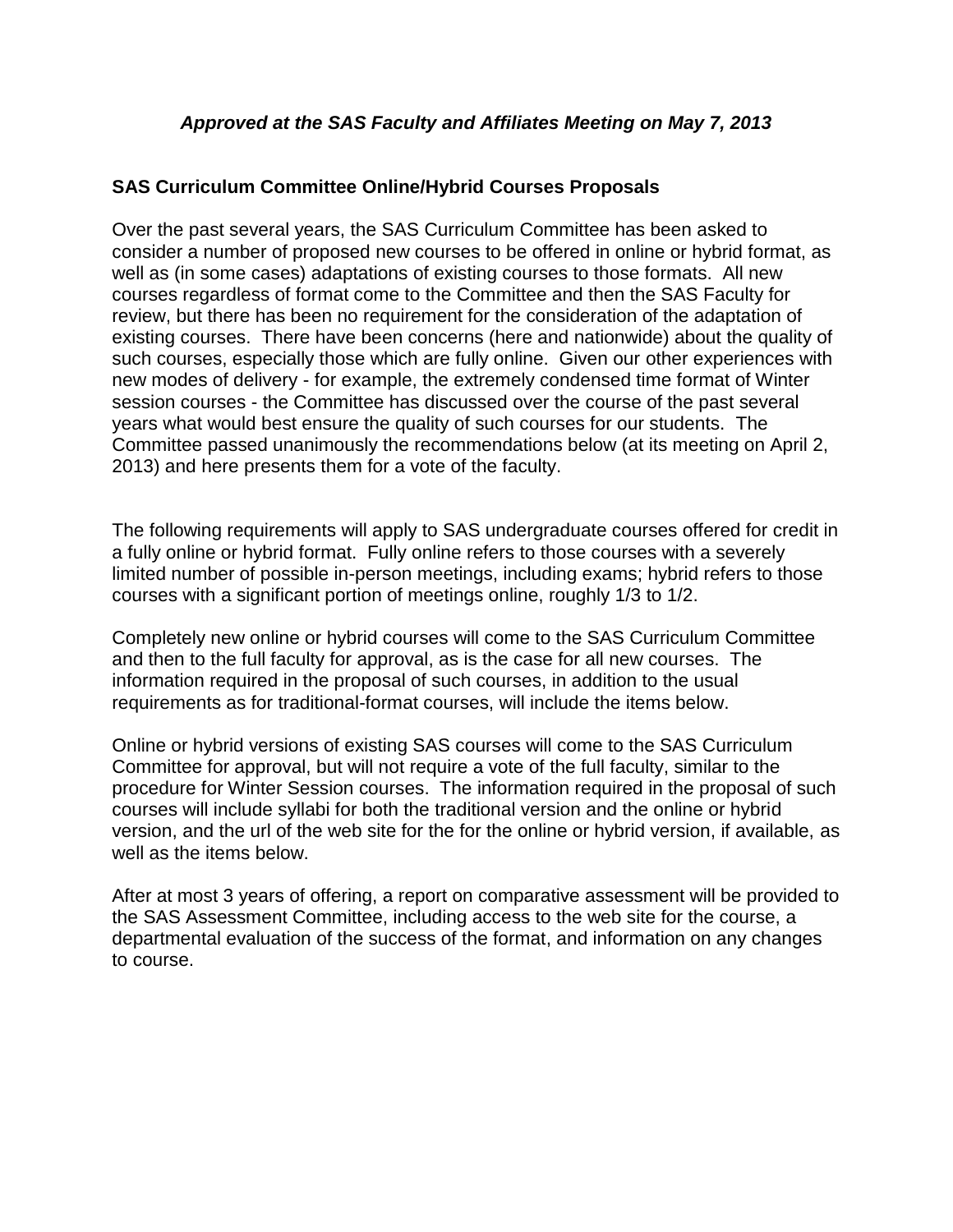*Approved at the SAS Faculty and Affiliates Meeting on May 7, 2013*

## SAS Curriculum Committee Online/Hybrid Courses Proposals

Over the past several years, the SAS Curriculum Committee has been asked to consider a number of proposed new courses to be offered in online or hybrid format, as well as (in some cases) adaptations of existing courses to those formats. All new courses regardless of format come to the Committee and then the SAS Faculty for review, but there has been no requirement for the consideration of the adaptation of existing courses. There have been concerns (here and nationwide) about the quality of such courses, especially those which are fully online. Given our other experiences with new modes of delivery - for example, the extremely condensed time format of Winter session courses - the Committee has discussed over the course of the past several years what would best ensure the quality of such courses for our students. The Committee passed unanimously the recommendations below (at its meeting on April 2, 2013) and here presents them for a vote of the faculty.

The following requirements will apply to SAS undergraduate courses offered for credit in a fully online or hybrid format. Fully online refers to those courses with a severely limited number of possible in-person meetings, including exams; hybrid refers to those courses with a significant portion of meetings online, roughly 1/3 to 1/2.

Completely new online or hybrid courses will come to the SAS Curriculum Committee and then to the full faculty for approval, as is the case for all new courses. The information required in the proposal of such courses, in addition to the usual requirements as for traditional-format courses, will include the items below.

Online or hybrid versions of existing SAS courses will come to the SAS Curriculum Committee for approval, but will not require a vote of the full faculty, similar to the procedure for Winter Session courses. The information required in the proposal of such courses will include syllabi for both the traditional version and the online or hybrid version, and the url of the web site for the for the online or hybrid version, if available, as well as the items below.

After at most 3 years of offering, a report on comparative assessment will be provided to the SAS Assessment Committee, including access to the web site for the course, a departmental evaluation of the success of the format, and information on any changes to course.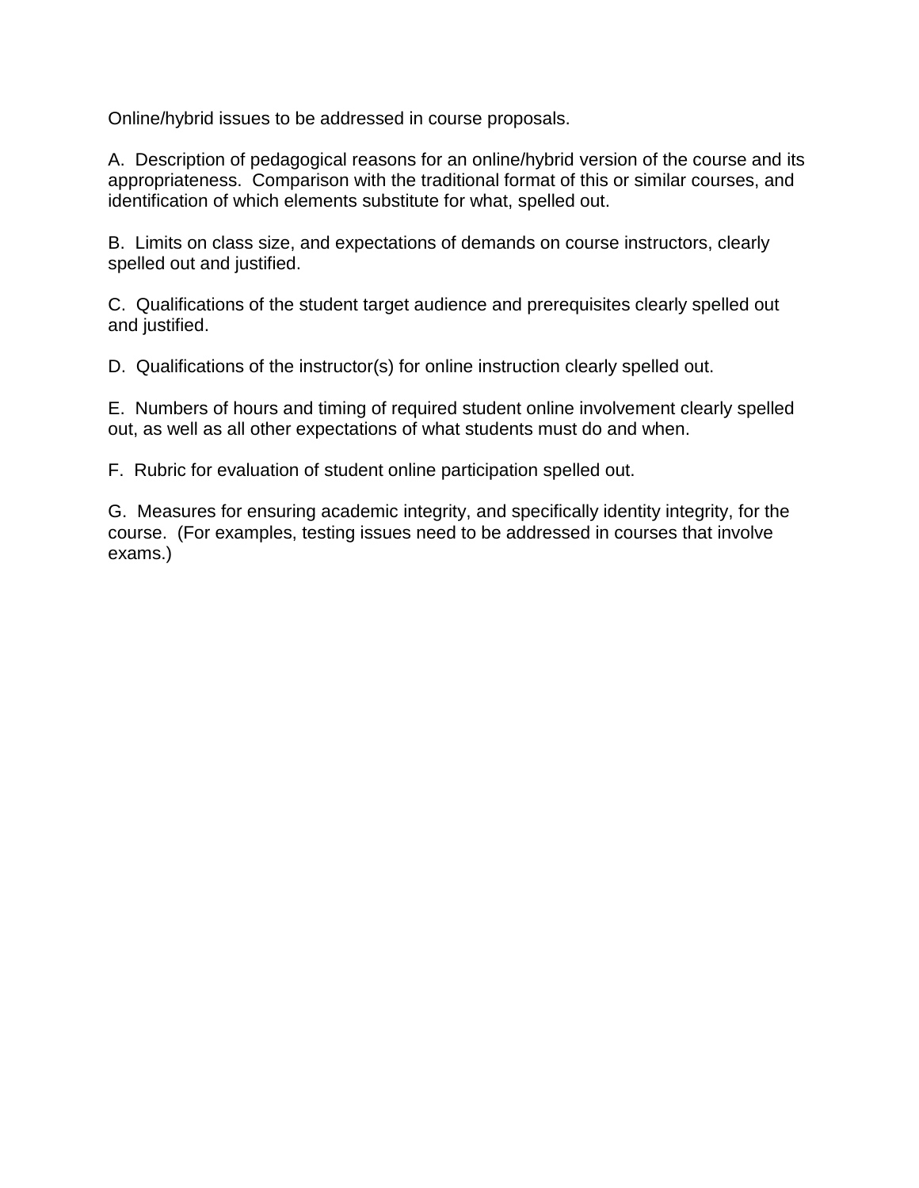Online/hybrid issues to be addressed in course proposals.

A. Description of pedagogical reasons for an online/hybrid version of the course and its appropriateness. Comparison with the traditional format of this or similar courses, and identification of which elements substitute for what, spelled out.

B. Limits on class size, and expectations of demands on course instructors, clearly spelled out and justified.

C. Qualifications of the student target audience and prerequisites clearly spelled out and justified.

D. Qualifications of the instructor(s) for online instruction clearly spelled out.

E. Numbers of hours and timing of required student online involvement clearly spelled out, as well as all other expectations of what students must do and when.

F. Rubric for evaluation of student online participation spelled out.

G. Measures for ensuring academic integrity, and specifically identity integrity, for the course. (For examples, testing issues need to be addressed in courses that involve exams.)